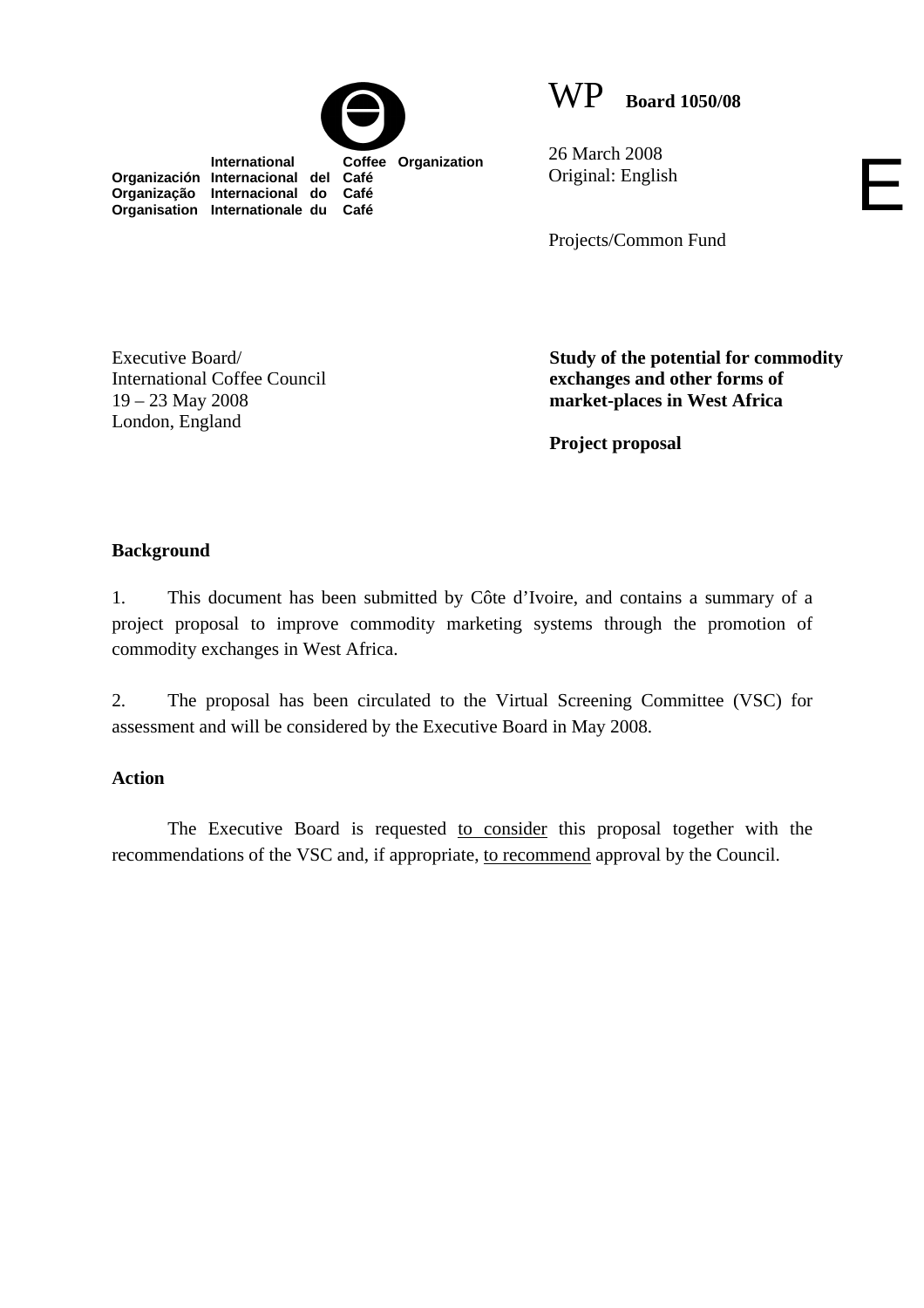International Coffee Organization
Organización Internacional del Café
Organização Internacional do Café
Organisation Internationale du Café

WP **Board 1050/08**

26 March 2008
Original: English

E

Projects/Common Fund

Executive Board/
International Coffee Council
19 – 23 May 2008
London, England

**Study of the potential for commodity exchanges and other forms of market-places in West Africa**

**Project proposal**

## Background

1. This document has been submitted by Côte d'Ivoire, and contains a summary of a project proposal to improve commodity marketing systems through the promotion of commodity exchanges in West Africa.

2. The proposal has been circulated to the Virtual Screening Committee (VSC) for assessment and will be considered by the Executive Board in May 2008.

## Action

The Executive Board is requested to consider this proposal together with the recommendations of the VSC and, if appropriate, to recommend approval by the Council.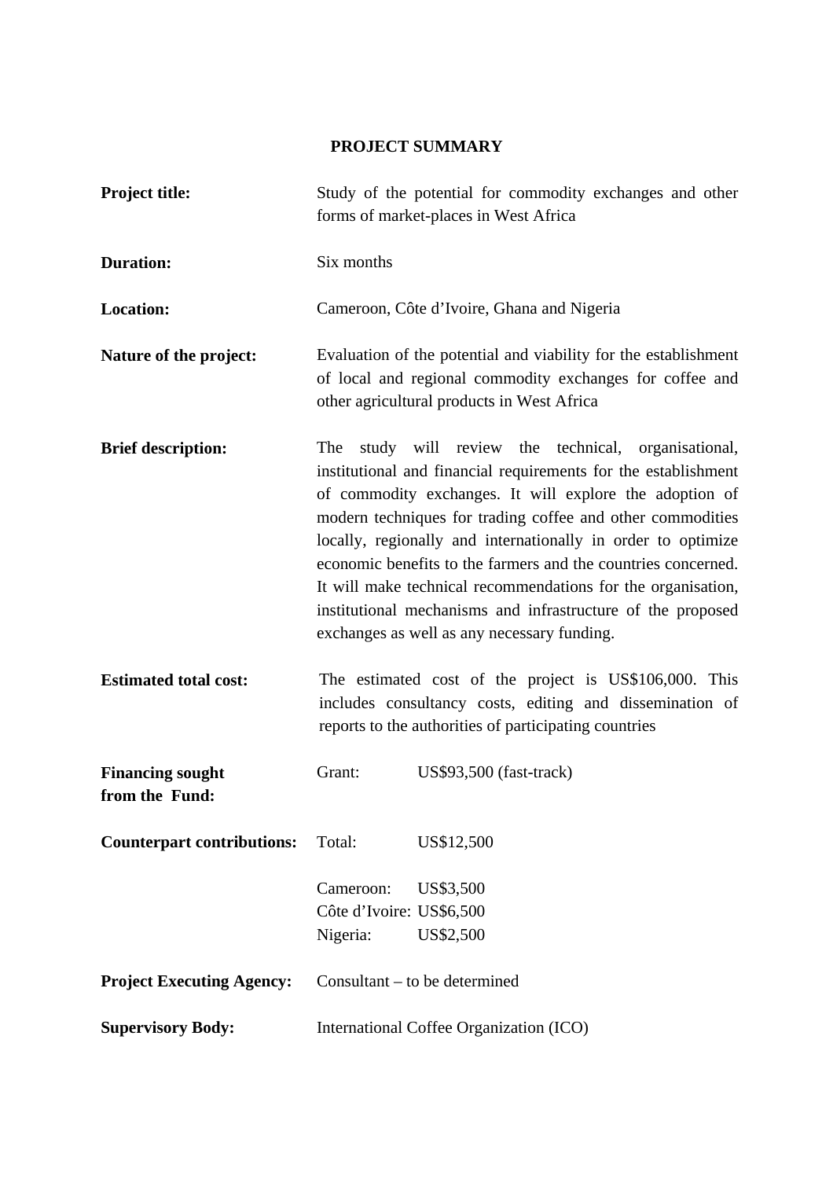# PROJECT SUMMARY

| | |
|---|---|
| **Project title:** | Study of the potential for commodity exchanges and other forms of market-places in West Africa |
| **Duration:** | Six months |
| **Location:** | Cameroon, Côte d'Ivoire, Ghana and Nigeria |
| **Nature of the project:** | Evaluation of the potential and viability for the establishment of local and regional commodity exchanges for coffee and other agricultural products in West Africa |
| **Brief description:** | The study will review the technical, organisational, institutional and financial requirements for the establishment of commodity exchanges. It will explore the adoption of modern techniques for trading coffee and other commodities locally, regionally and internationally in order to optimize economic benefits to the farmers and the countries concerned. It will make technical recommendations for the organisation, institutional mechanisms and infrastructure of the proposed exchanges as well as any necessary funding. |
| **Estimated total cost:** | The estimated cost of the project is US$106,000. This includes consultancy costs, editing and dissemination of reports to the authorities of participating countries |
| **Financing sought from the Fund:** | Grant: US$93,500 (fast-track) |
| **Counterpart contributions:** | Total: US$12,500<br><br>Cameroon: US$3,500<br>Côte d'Ivoire: US$6,500<br>Nigeria: US$2,500 |
| **Project Executing Agency:** | Consultant – to be determined |
| **Supervisory Body:** | International Coffee Organization (ICO) |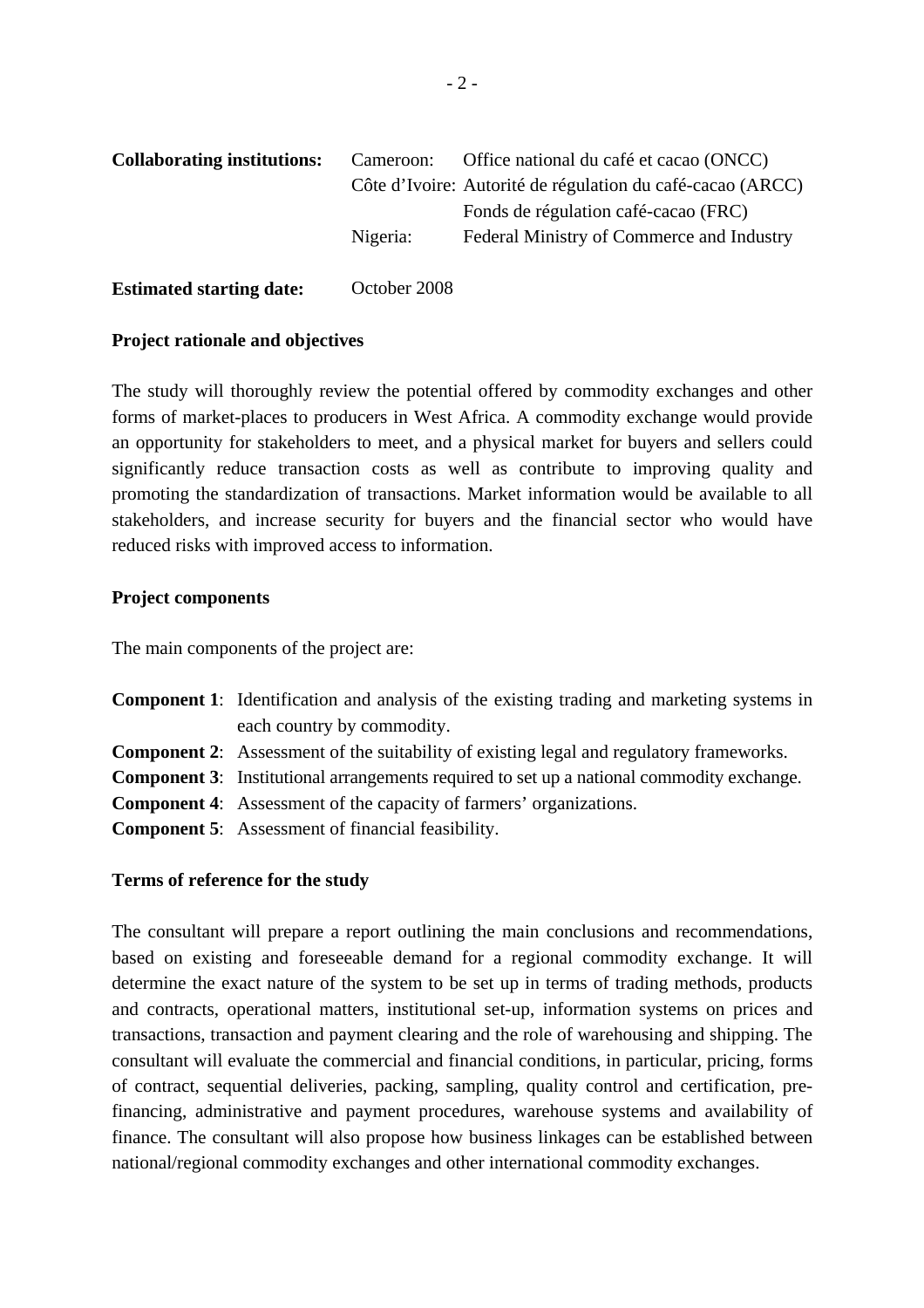| | | |
|---|---|---|
| **Collaborating institutions:** | Cameroon: | Office national du café et cacao (ONCC) |
| | Côte d'Ivoire: | Autorité de régulation du café-cacao (ARCC) |
| | | Fonds de régulation café-cacao (FRC) |
| | Nigeria: | Federal Ministry of Commerce and Industry |

**Estimated starting date:** October 2008

**Project rationale and objectives**

The study will thoroughly review the potential offered by commodity exchanges and other forms of market-places to producers in West Africa. A commodity exchange would provide an opportunity for stakeholders to meet, and a physical market for buyers and sellers could significantly reduce transaction costs as well as contribute to improving quality and promoting the standardization of transactions. Market information would be available to all stakeholders, and increase security for buyers and the financial sector who would have reduced risks with improved access to information.

**Project components**

The main components of the project are:

**Component 1**: Identification and analysis of the existing trading and marketing systems in each country by commodity.
**Component 2**: Assessment of the suitability of existing legal and regulatory frameworks.
**Component 3**: Institutional arrangements required to set up a national commodity exchange.
**Component 4**: Assessment of the capacity of farmers' organizations.
**Component 5**: Assessment of financial feasibility.

**Terms of reference for the study**

The consultant will prepare a report outlining the main conclusions and recommendations, based on existing and foreseeable demand for a regional commodity exchange. It will determine the exact nature of the system to be set up in terms of trading methods, products and contracts, operational matters, institutional set-up, information systems on prices and transactions, transaction and payment clearing and the role of warehousing and shipping. The consultant will evaluate the commercial and financial conditions, in particular, pricing, forms of contract, sequential deliveries, packing, sampling, quality control and certification, pre-financing, administrative and payment procedures, warehouse systems and availability of finance. The consultant will also propose how business linkages can be established between national/regional commodity exchanges and other international commodity exchanges.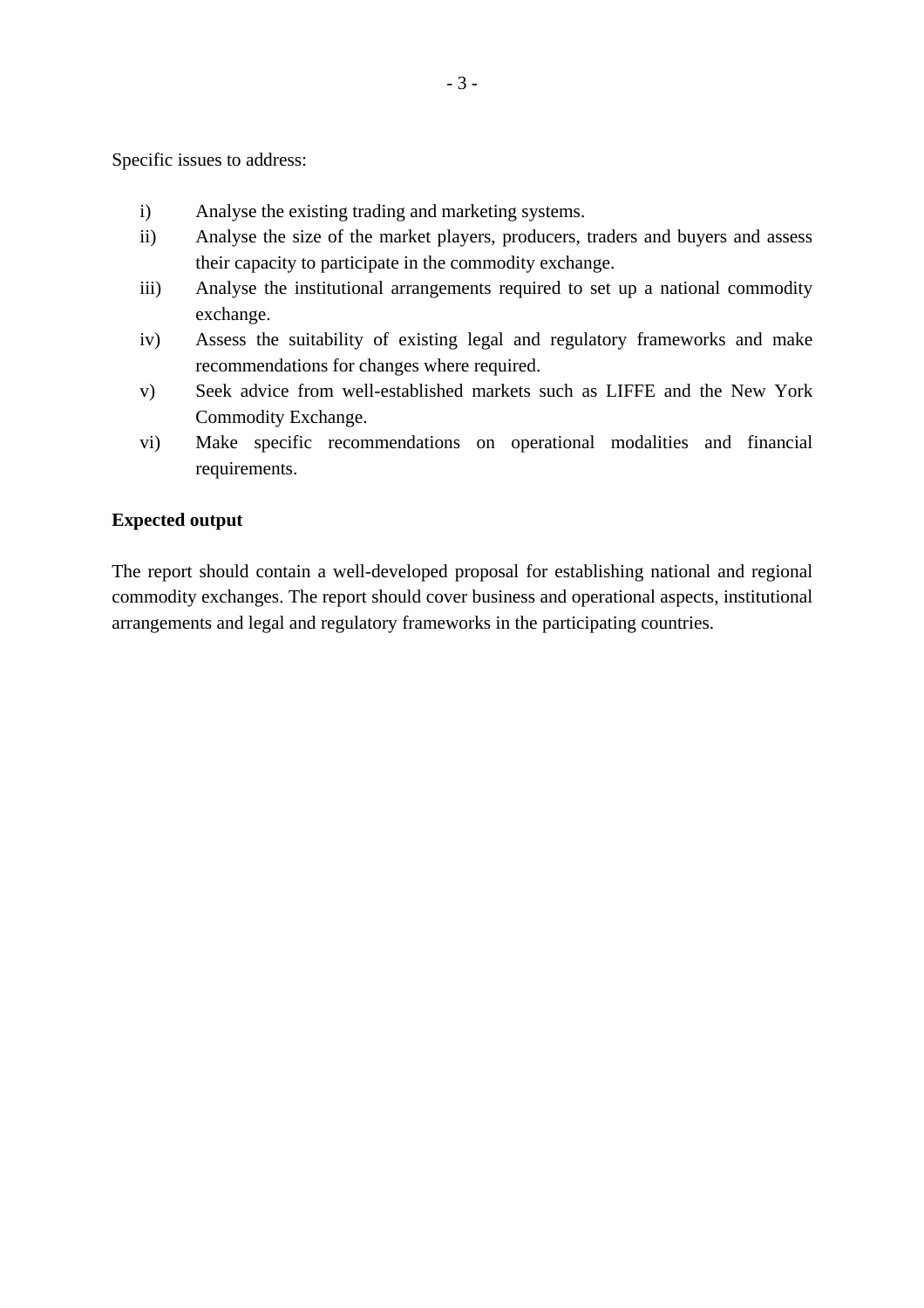Specific issues to address:

i) Analyse the existing trading and marketing systems.
ii) Analyse the size of the market players, producers, traders and buyers and assess their capacity to participate in the commodity exchange.
iii) Analyse the institutional arrangements required to set up a national commodity exchange.
iv) Assess the suitability of existing legal and regulatory frameworks and make recommendations for changes where required.
v) Seek advice from well-established markets such as LIFFE and the New York Commodity Exchange.
vi) Make specific recommendations on operational modalities and financial requirements.

**Expected output**

The report should contain a well-developed proposal for establishing national and regional commodity exchanges. The report should cover business and operational aspects, institutional arrangements and legal and regulatory frameworks in the participating countries.